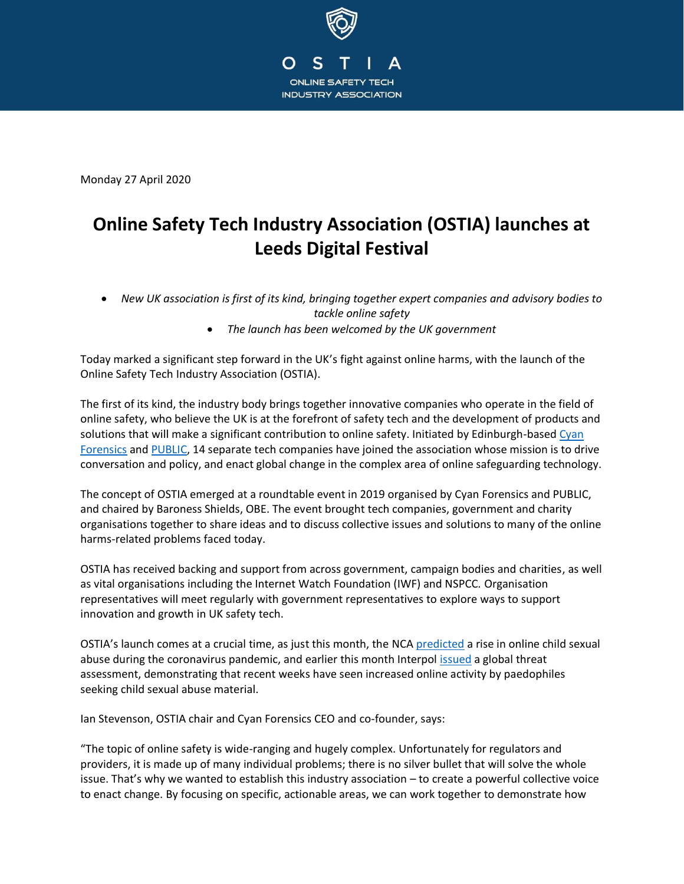OSTIA

ONLINE SAFETY TECH INDUSTRY ASSOCIATION

Monday 27 April 2020

# Online Safety Tech Industry Association (OSTIA) launches at Leeds Digital Festival

- *New UK association is first of its kind, bringing together expert companies and advisory bodies to tackle online safety*
- *The launch has been welcomed by the UK government*

Today marked a significant step forward in the UK's fight against online harms, with the launch of the Online Safety Tech Industry Association (OSTIA).

The first of its kind, the industry body brings together innovative companies who operate in the field of online safety, who believe the UK is at the forefront of safety tech and the development of products and solutions that will make a significant contribution to online safety. Initiated by Edinburgh-based Cyan Forensics and PUBLIC, 14 separate tech companies have joined the association whose mission is to drive conversation and policy, and enact global change in the complex area of online safeguarding technology.

The concept of OSTIA emerged at a roundtable event in 2019 organised by Cyan Forensics and PUBLIC, and chaired by Baroness Shields, OBE. The event brought tech companies, government and charity organisations together to share ideas and to discuss collective issues and solutions to many of the online harms-related problems faced today.

OSTIA has received backing and support from across government, campaign bodies and charities, as well as vital organisations including the Internet Watch Foundation (IWF) and NSPCC. Organisation representatives will meet regularly with government representatives to explore ways to support innovation and growth in UK safety tech.

OSTIA's launch comes at a crucial time, as just this month, the NCA predicted a rise in online child sexual abuse during the coronavirus pandemic, and earlier this month Interpol issued a global threat assessment, demonstrating that recent weeks have seen increased online activity by paedophiles seeking child sexual abuse material.

Ian Stevenson, OSTIA chair and Cyan Forensics CEO and co-founder, says:

"The topic of online safety is wide-ranging and hugely complex. Unfortunately for regulators and providers, it is made up of many individual problems; there is no silver bullet that will solve the whole issue. That's why we wanted to establish this industry association – to create a powerful collective voice to enact change. By focusing on specific, actionable areas, we can work together to demonstrate how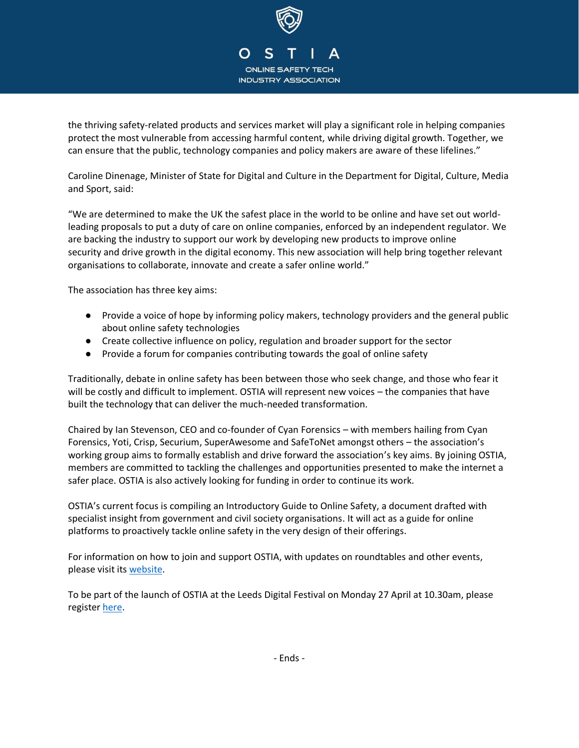the thriving safety-related products and services market will play a significant role in helping companies protect the most vulnerable from accessing harmful content, while driving digital growth. Together, we can ensure that the public, technology companies and policy makers are aware of these lifelines."

Caroline Dinenage, Minister of State for Digital and Culture in the Department for Digital, Culture, Media and Sport, said:

"We are determined to make the UK the safest place in the world to be online and have set out world-leading proposals to put a duty of care on online companies, enforced by an independent regulator. We are backing the industry to support our work by developing new products to improve online security and drive growth in the digital economy. This new association will help bring together relevant organisations to collaborate, innovate and create a safer online world."

The association has three key aims:

- Provide a voice of hope by informing policy makers, technology providers and the general public about online safety technologies
- Create collective influence on policy, regulation and broader support for the sector
- Provide a forum for companies contributing towards the goal of online safety

Traditionally, debate in online safety has been between those who seek change, and those who fear it will be costly and difficult to implement. OSTIA will represent new voices – the companies that have built the technology that can deliver the much-needed transformation.

Chaired by Ian Stevenson, CEO and co-founder of Cyan Forensics – with members hailing from Cyan Forensics, Yoti, Crisp, Securium, SuperAwesome and SafeToNet amongst others – the association's working group aims to formally establish and drive forward the association's key aims. By joining OSTIA, members are committed to tackling the challenges and opportunities presented to make the internet a safer place. OSTIA is also actively looking for funding in order to continue its work.

OSTIA's current focus is compiling an Introductory Guide to Online Safety, a document drafted with specialist insight from government and civil society organisations. It will act as a guide for online platforms to proactively tackle online safety in the very design of their offerings.

For information on how to join and support OSTIA, with updates on roundtables and other events, please visit its [website](#).

To be part of the launch of OSTIA at the Leeds Digital Festival on Monday 27 April at 10.30am, please register [here](#).

- Ends -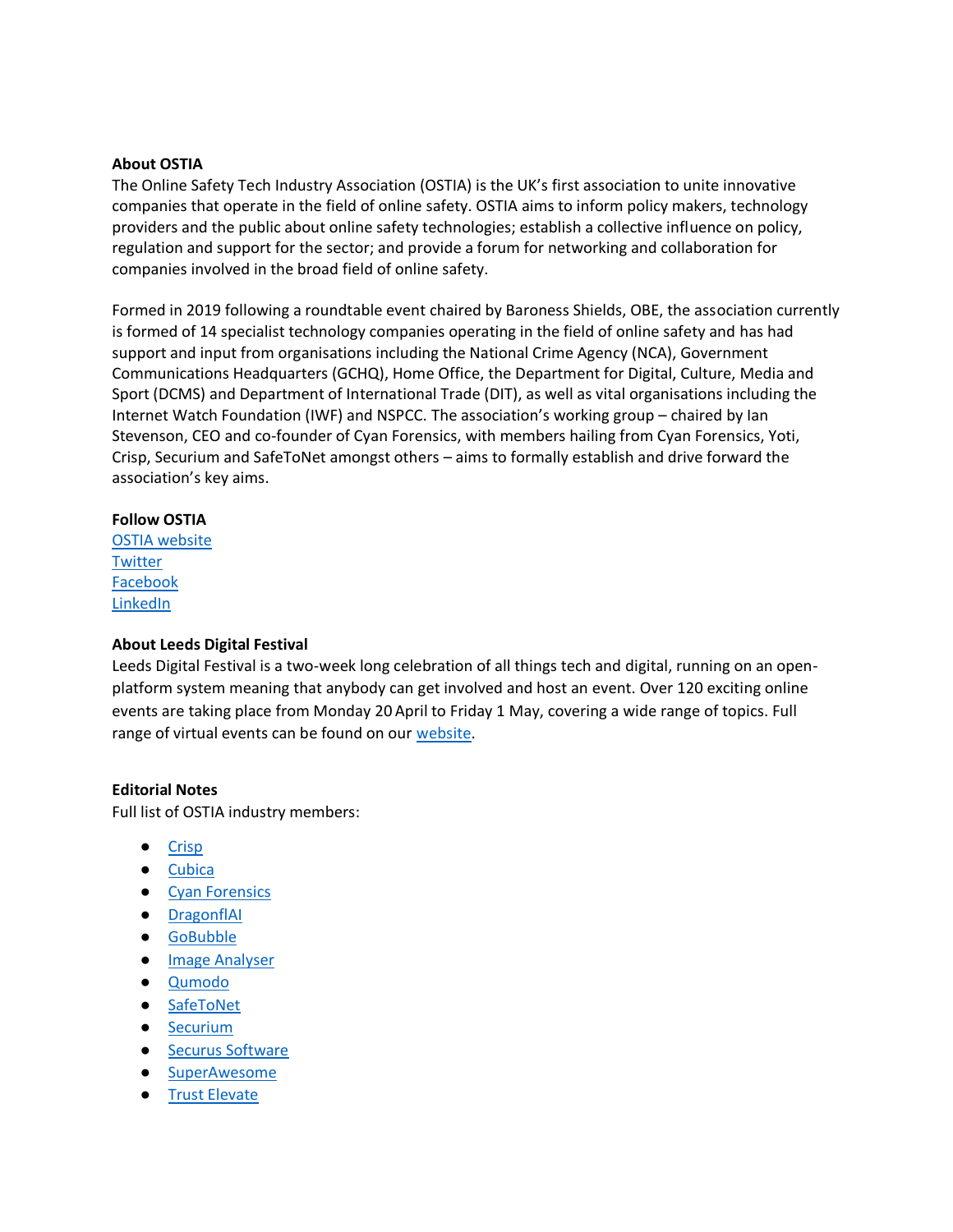**About OSTIA**

The Online Safety Tech Industry Association (OSTIA) is the UK's first association to unite innovative companies that operate in the field of online safety. OSTIA aims to inform policy makers, technology providers and the public about online safety technologies; establish a collective influence on policy, regulation and support for the sector; and provide a forum for networking and collaboration for companies involved in the broad field of online safety.

Formed in 2019 following a roundtable event chaired by Baroness Shields, OBE, the association currently is formed of 14 specialist technology companies operating in the field of online safety and has had support and input from organisations including the National Crime Agency (NCA), Government Communications Headquarters (GCHQ), Home Office, the Department for Digital, Culture, Media and Sport (DCMS) and Department of International Trade (DIT), as well as vital organisations including the Internet Watch Foundation (IWF) and NSPCC. The association's working group – chaired by Ian Stevenson, CEO and co-founder of Cyan Forensics, with members hailing from Cyan Forensics, Yoti, Crisp, Securium and SafeToNet amongst others – aims to formally establish and drive forward the association's key aims.

**Follow OSTIA**

OSTIA website
Twitter
Facebook
LinkedIn

**About Leeds Digital Festival**

Leeds Digital Festival is a two-week long celebration of all things tech and digital, running on an open-platform system meaning that anybody can get involved and host an event. Over 120 exciting online events are taking place from Monday 20 April to Friday 1 May, covering a wide range of topics. Full range of virtual events can be found on our website.

**Editorial Notes**

Full list of OSTIA industry members:

- Crisp
- Cubica
- Cyan Forensics
- DragonflAI
- GoBubble
- Image Analyser
- Qumodo
- SafeToNet
- Securium
- Securus Software
- SuperAwesome
- Trust Elevate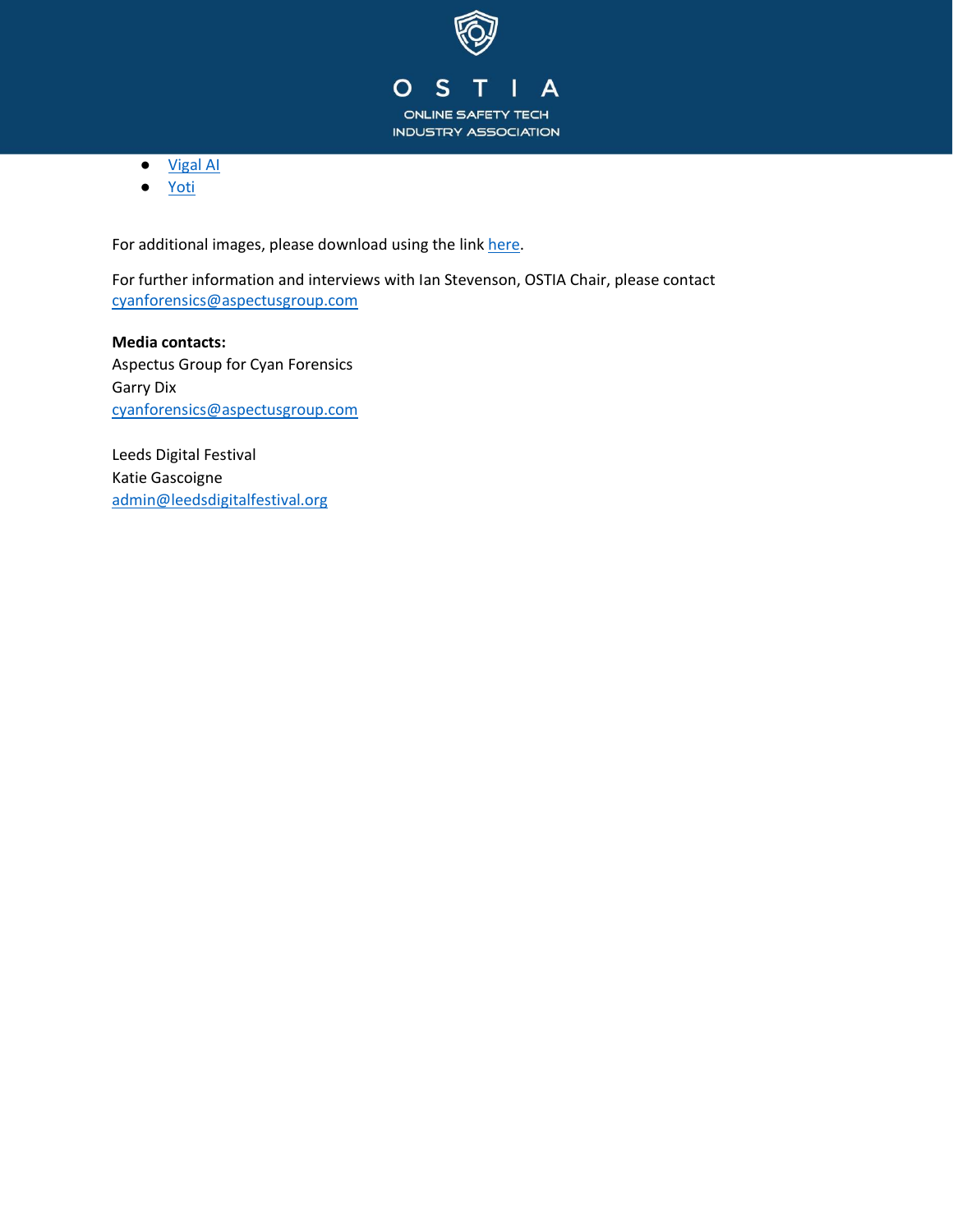- Vigal AI
- Yoti

For additional images, please download using the link here.

For further information and interviews with Ian Stevenson, OSTIA Chair, please contact cyanforensics@aspectusgroup.com

**Media contacts:**
Aspectus Group for Cyan Forensics
Garry Dix
cyanforensics@aspectusgroup.com

Leeds Digital Festival
Katie Gascoigne
admin@leedsdigitalfestival.org